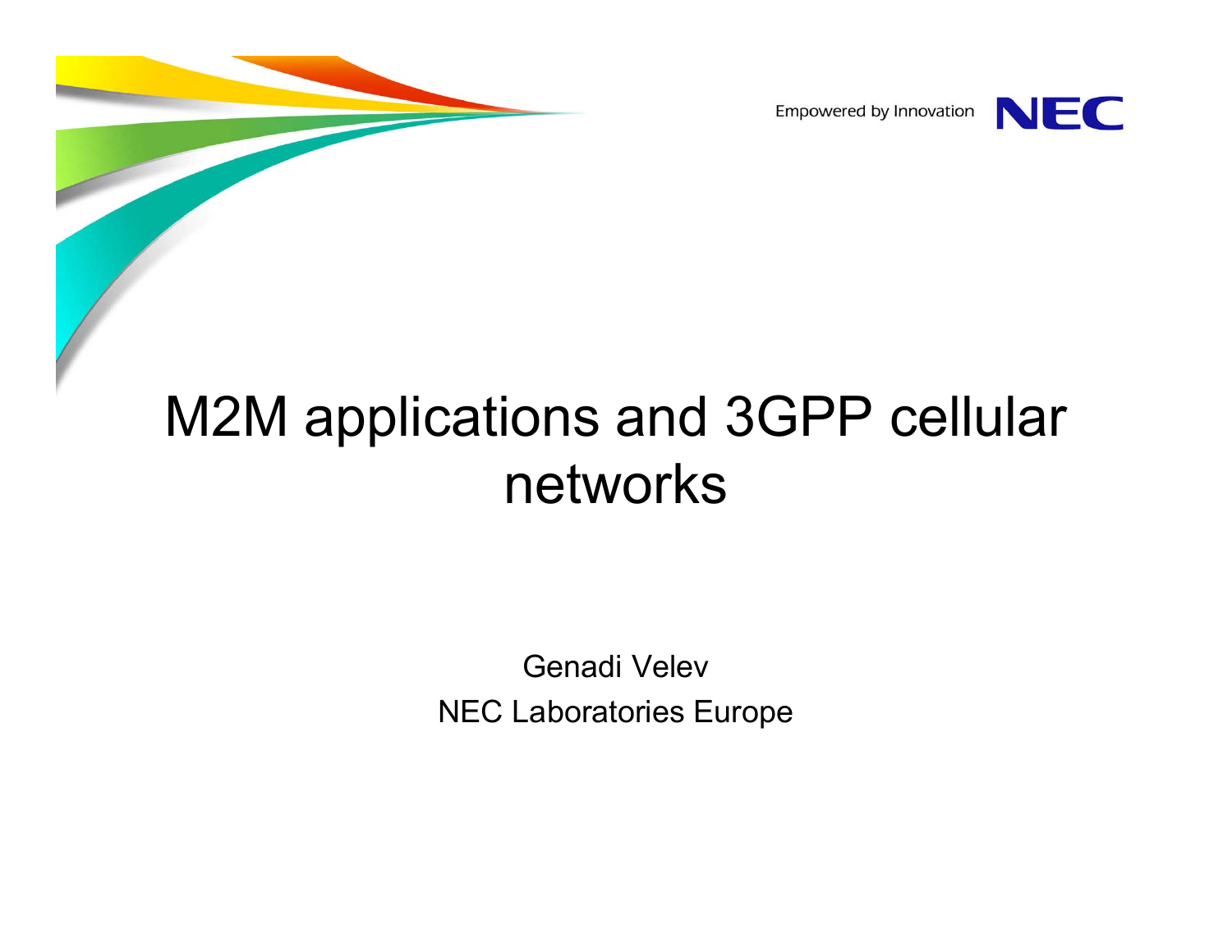Empowered by Innovation NEC

# M2M applications and 3GPP cellular networks

Genadi Velev

NEC Laboratories Europe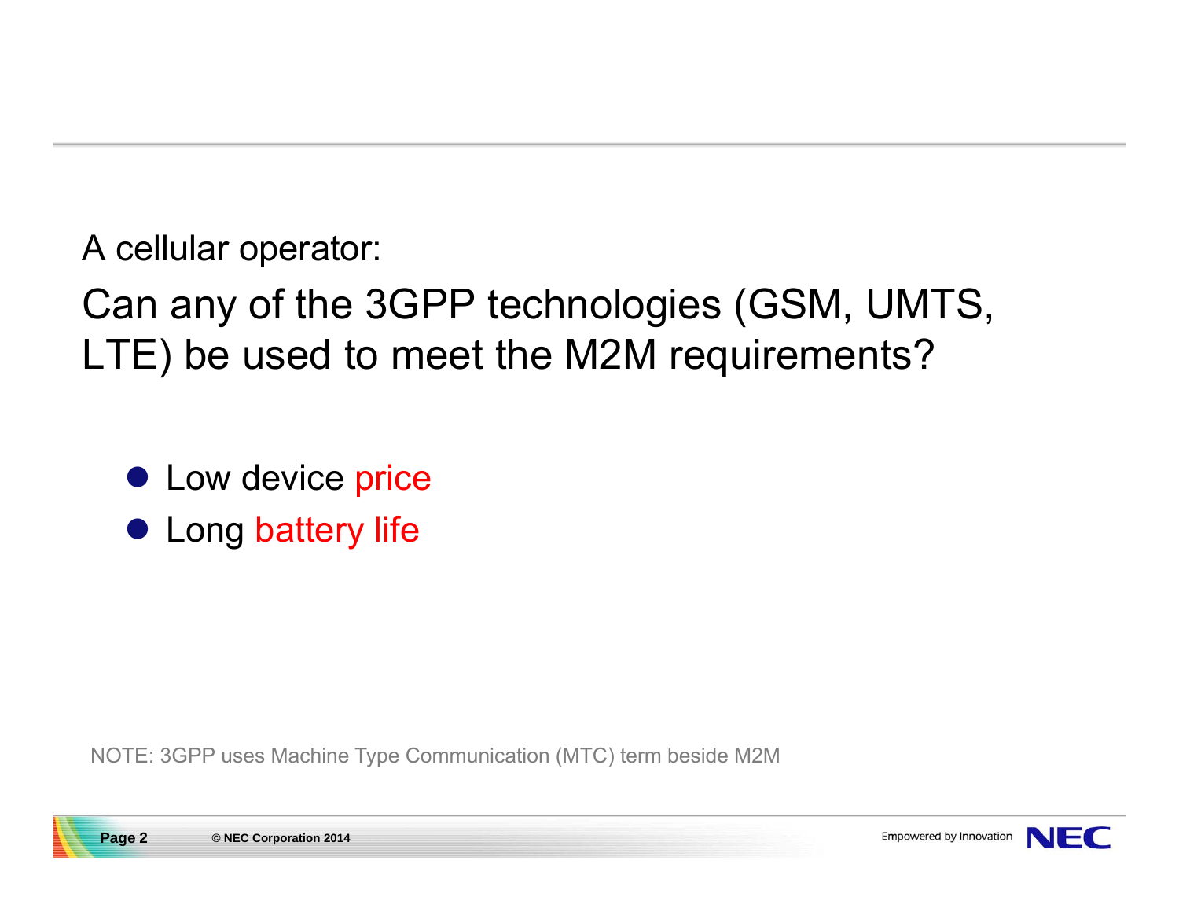A cellular operator:

Can any of the 3GPP technologies (GSM, UMTS, LTE) be used to meet the M2M requirements?

- Low device price
- Long battery life

NOTE: 3GPP uses Machine Type Communication (MTC) term beside M2M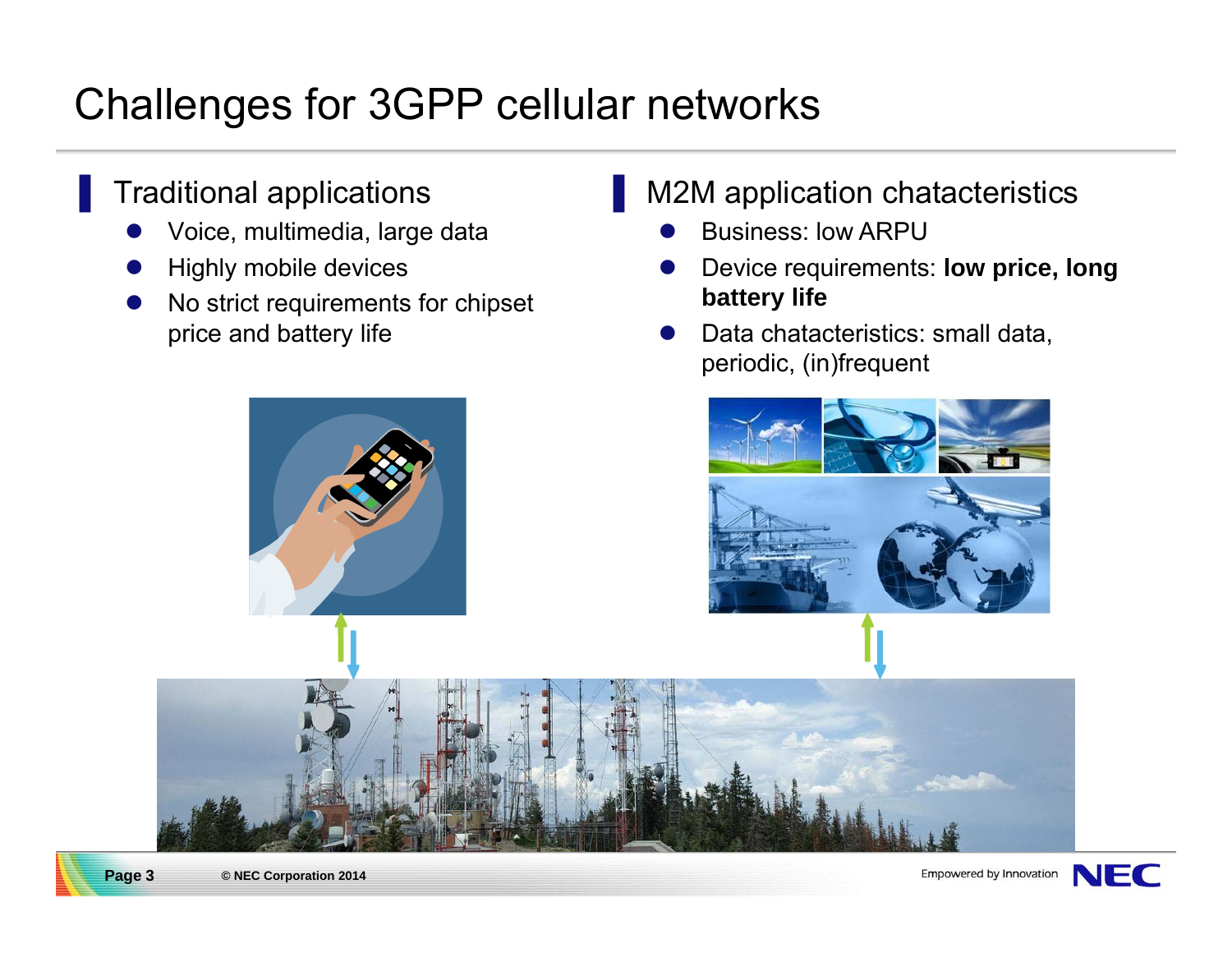# Challenges for 3GPP cellular networks

## Traditional applications

- Voice, multimedia, large data
- Highly mobile devices
- No strict requirements for chipset price and battery life

## M2M application chatacteristics

- Business: low ARPU
- Device requirements: **low price, long battery life**
- Data chatacteristics: small data, periodic, (in)frequent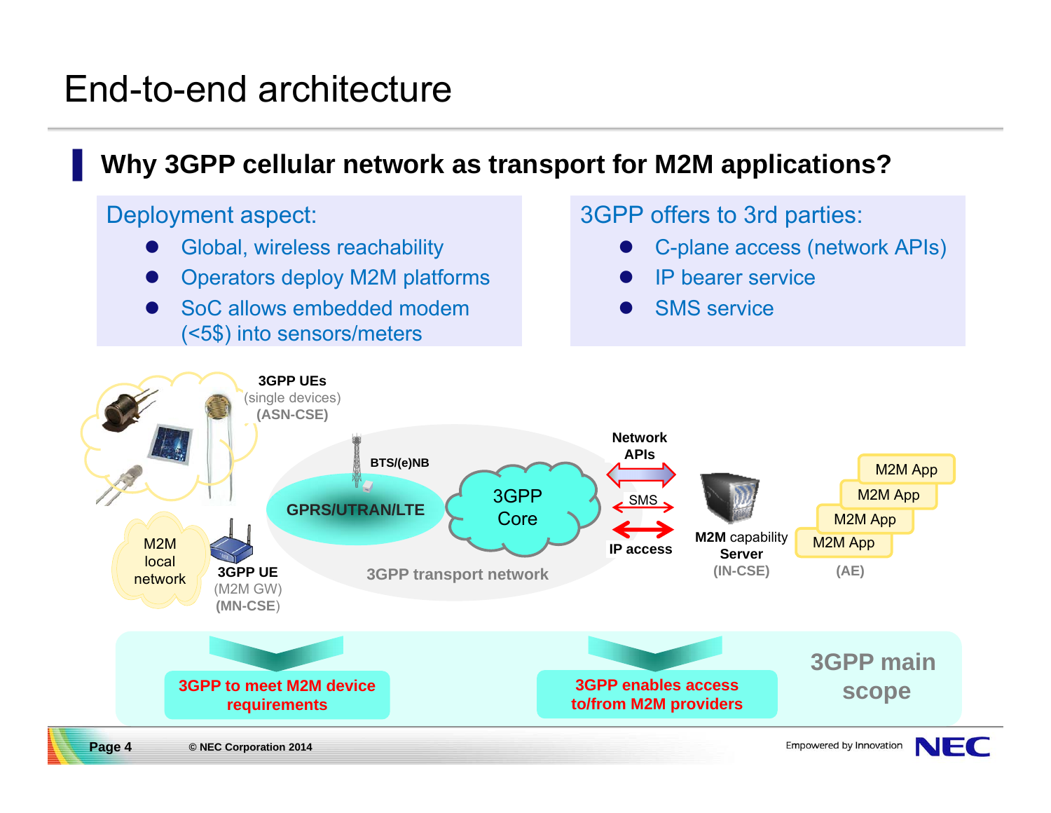# End-to-end architecture

## Why 3GPP cellular network as transport for M2M applications?

**Deployment aspect:**

- Global, wireless reachability
- Operators deploy M2M platforms
- SoC allows embedded modem (<5$) into sensors/meters

**3GPP offers to 3rd parties:**

- C-plane access (network APIs)
- IP bearer service
- SMS service

**3GPP UEs** (single devices) **(ASN-CSE)**

M2M local network

**3GPP UE** (M2M GW) **(MN-CSE)**

**BTS/(e)NB**

**GPRS/UTRAN/LTE**

3GPP Core

**3GPP transport network**

**Network APIs**

SMS

**IP access**

**M2M** capability **Server** **(IN-CSE)**

M2M App

M2M App

M2M App

M2M App

**(AE)**

**3GPP to meet M2M device requirements**

**3GPP enables access to/from M2M providers**

**3GPP main scope**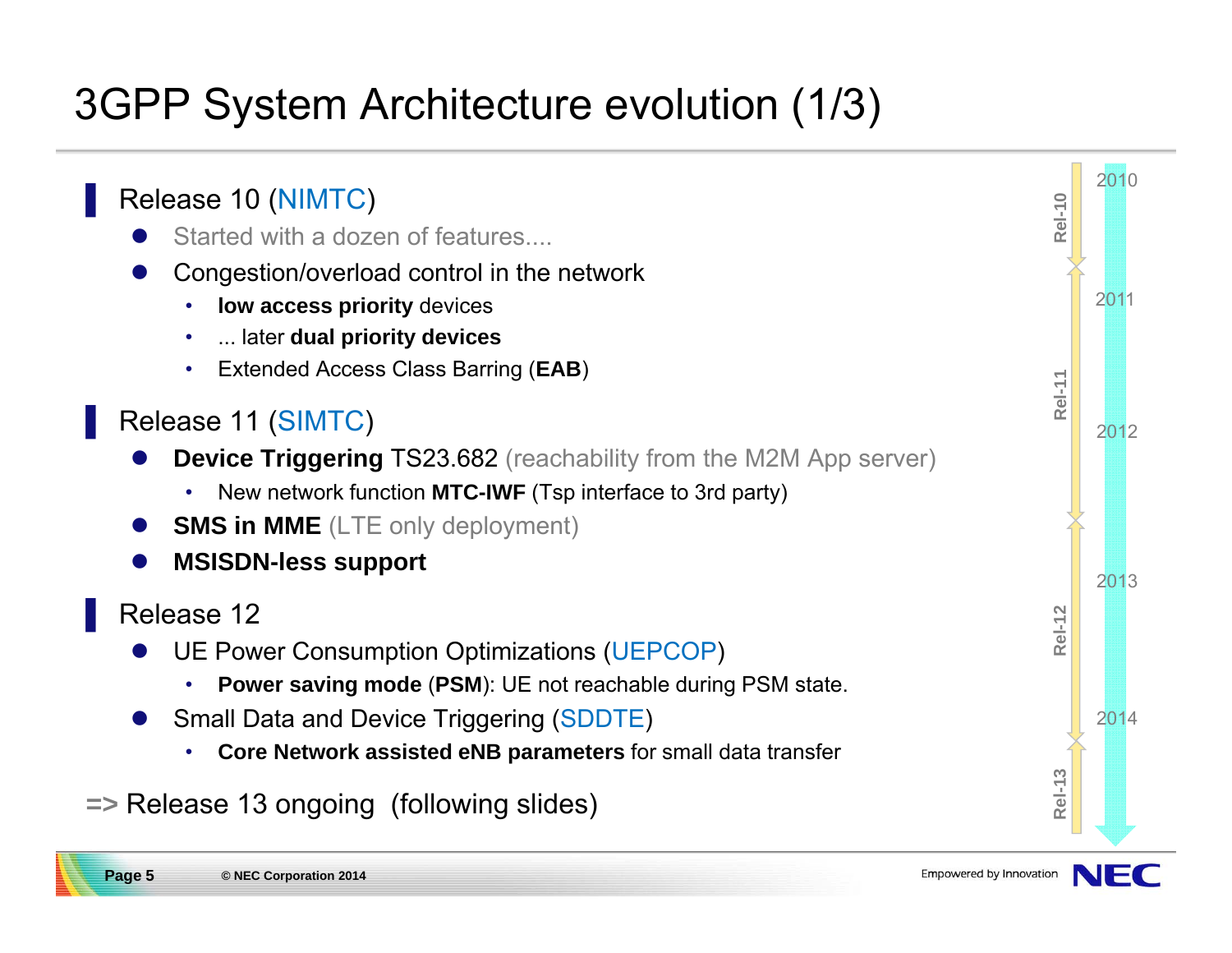# 3GPP System Architecture evolution (1/3)

## Release 10 (NIMTC)

- Started with a dozen of features....
- Congestion/overload control in the network
  - **low access priority** devices
  - ... later **dual priority devices**
  - Extended Access Class Barring (**EAB**)

## Release 11 (SIMTC)

- **Device Triggering** TS23.682 (reachability from the M2M App server)
  - New network function **MTC-IWF** (Tsp interface to 3rd party)
- **SMS in MME** (LTE only deployment)
- **MSISDN-less support**

## Release 12

- UE Power Consumption Optimizations (UEPCOP)
  - **Power saving mode** (**PSM**): UE not reachable during PSM state.
- Small Data and Device Triggering (SDDTE)
  - **Core Network assisted eNB parameters** for small data transfer

=> Release 13 ongoing (following slides)

Rel-10 | Rel-11 | Rel-12 | Rel-13

2010 | 2011 | 2012 | 2013 | 2014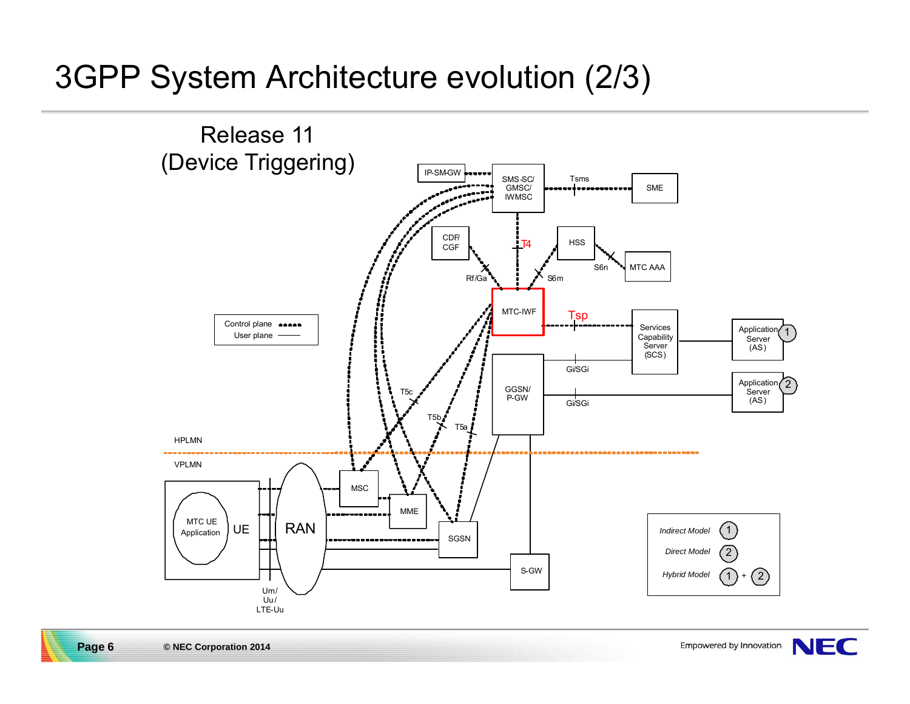# 3GPP System Architecture evolution (2/3)

Release 11
(Device Triggering)

IP-SM-GW

SMS-SC/ GMSC/ IWMSC

Tsms

SME

CDF/ CGF

T4

HSS

S6n

MTC AAA

Rf/Ga

S6m

MTC-IWF

Tsp

Services Capability Server (SCS)

Application Server (AS) 1

Control plane

User plane

Gi/SGi

GGSN/ P-GW

Gi/SGi

Application Server (AS) 2

T5c

T5b

T5a

HPLMN

VPLMN

MSC

MME

MTC UE Application

UE

RAN

SGSN

S-GW

Um/ Uu/ LTE-Uu

*Indirect Model* 1

*Direct Model* 2

*Hybrid Model* 1 + 2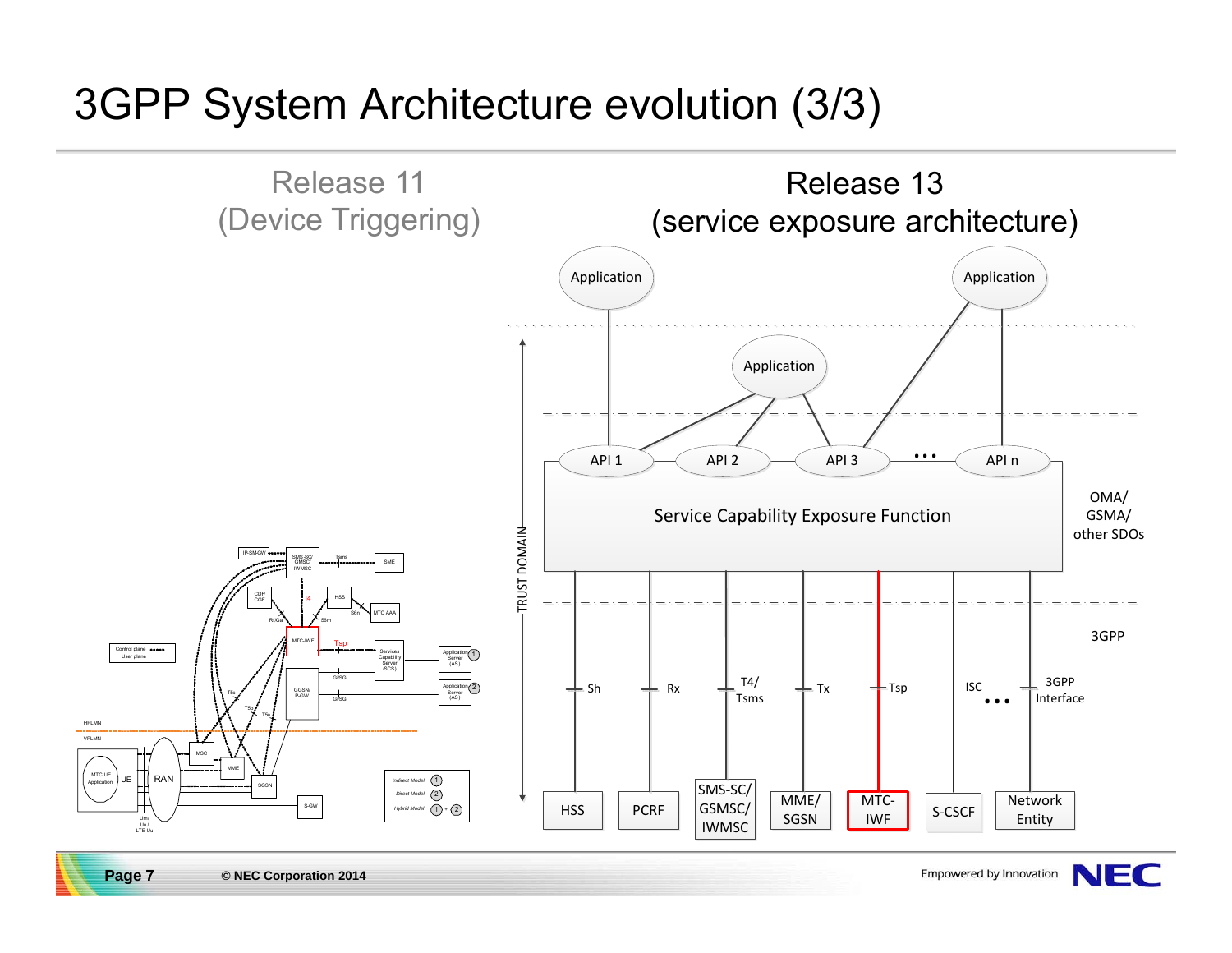# 3GPP System Architecture evolution (3/3)

## Release 11 (Device Triggering)

## Release 13 (service exposure architecture)

Application | Application | Application

API 1 | API 2 | API 3 | ... | API n

Service Capability Exposure Function

OMA/ GSMA/ other SDOs

TRUST DOMAIN

3GPP

Sh | Rx | T4/ Tsms | Tx | Tsp | ISC | ... | 3GPP Interface

HSS | PCRF | SMS-SC/ GSMSC/ IWMSC | MME/ SGSN | MTC-IWF | S-CSCF | Network Entity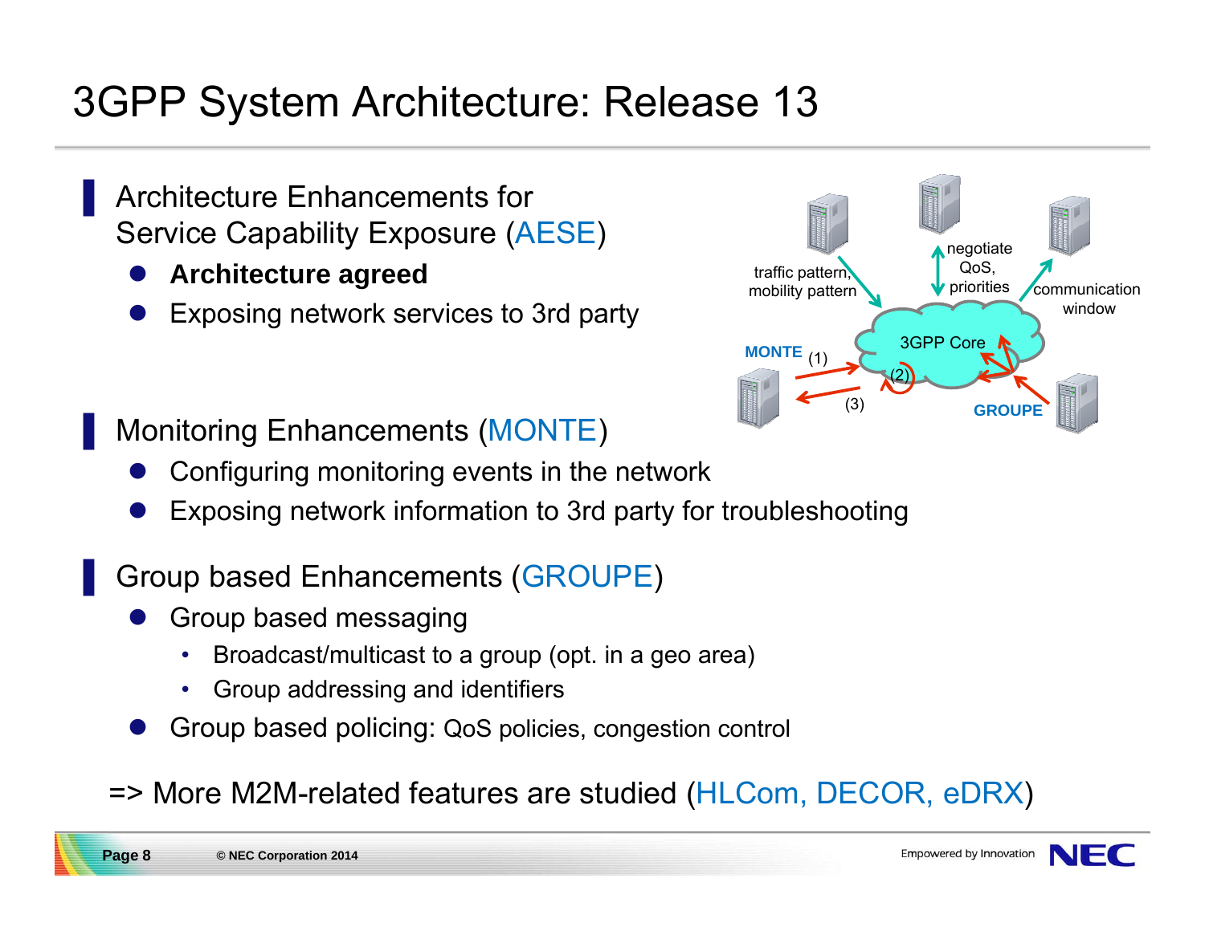# 3GPP System Architecture: Release 13

- Architecture Enhancements for Service Capability Exposure (AESE)
  - **Architecture agreed**
  - Exposing network services to 3rd party

- Monitoring Enhancements (MONTE)
  - Configuring monitoring events in the network
  - Exposing network information to 3rd party for troubleshooting

- Group based Enhancements (GROUPE)
  - Group based messaging
    - Broadcast/multicast to a group (opt. in a geo area)
    - Group addressing and identifiers
  - Group based policing: QoS policies, congestion control

=> More M2M-related features are studied (HLCom, DECOR, eDRX)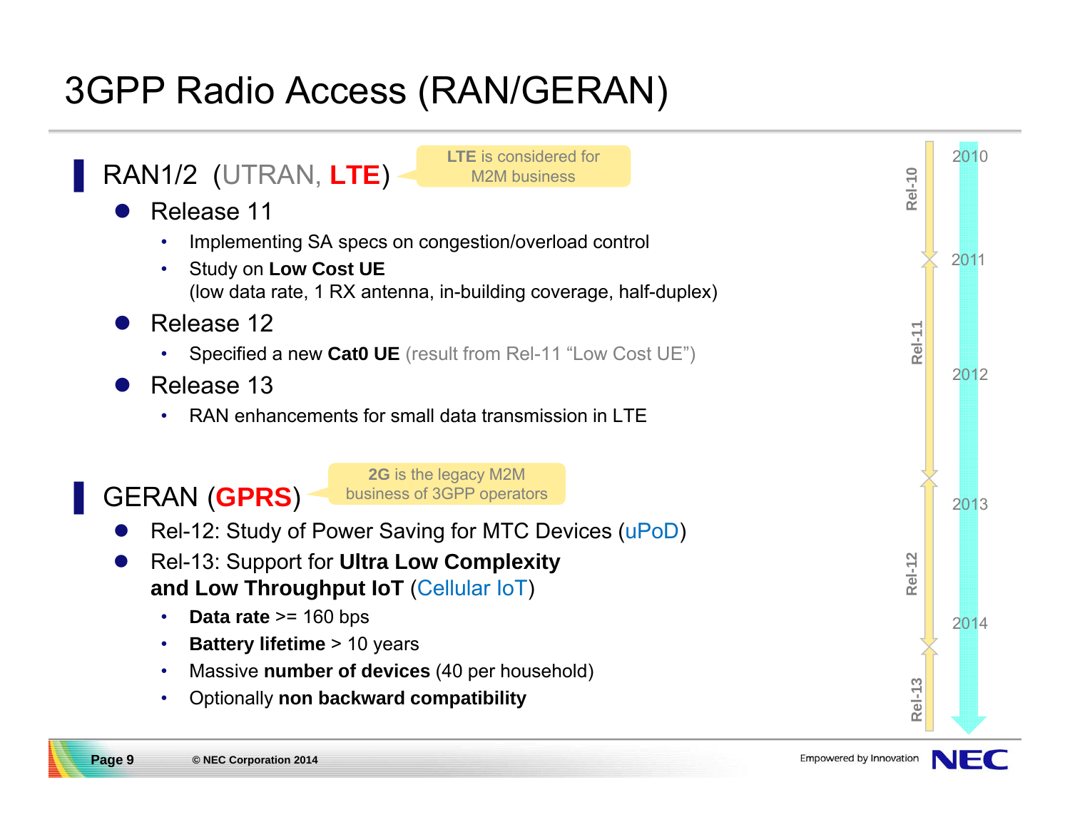# 3GPP Radio Access (RAN/GERAN)

## RAN1/2 (UTRAN, **LTE**)

**LTE** is considered for M2M business

- Release 11
  - Implementing SA specs on congestion/overload control
  - Study on **Low Cost UE**
    (low data rate, 1 RX antenna, in-building coverage, half-duplex)
- Release 12
  - Specified a new **Cat0 UE** (result from Rel-11 "Low Cost UE")
- Release 13
  - RAN enhancements for small data transmission in LTE

## GERAN (**GPRS**)

**2G** is the legacy M2M business of 3GPP operators

- Rel-12: Study of Power Saving for MTC Devices (uPoD)
- Rel-13: Support for **Ultra Low Complexity and Low Throughput IoT** (Cellular IoT)
  - **Data rate** >= 160 bps
  - **Battery lifetime** > 10 years
  - Massive **number of devices** (40 per household)
  - Optionally **non backward compatibility**

Rel-10 | 2010 | 2011 | Rel-11 | 2012 | 2013 | Rel-12 | 2014 | Rel-13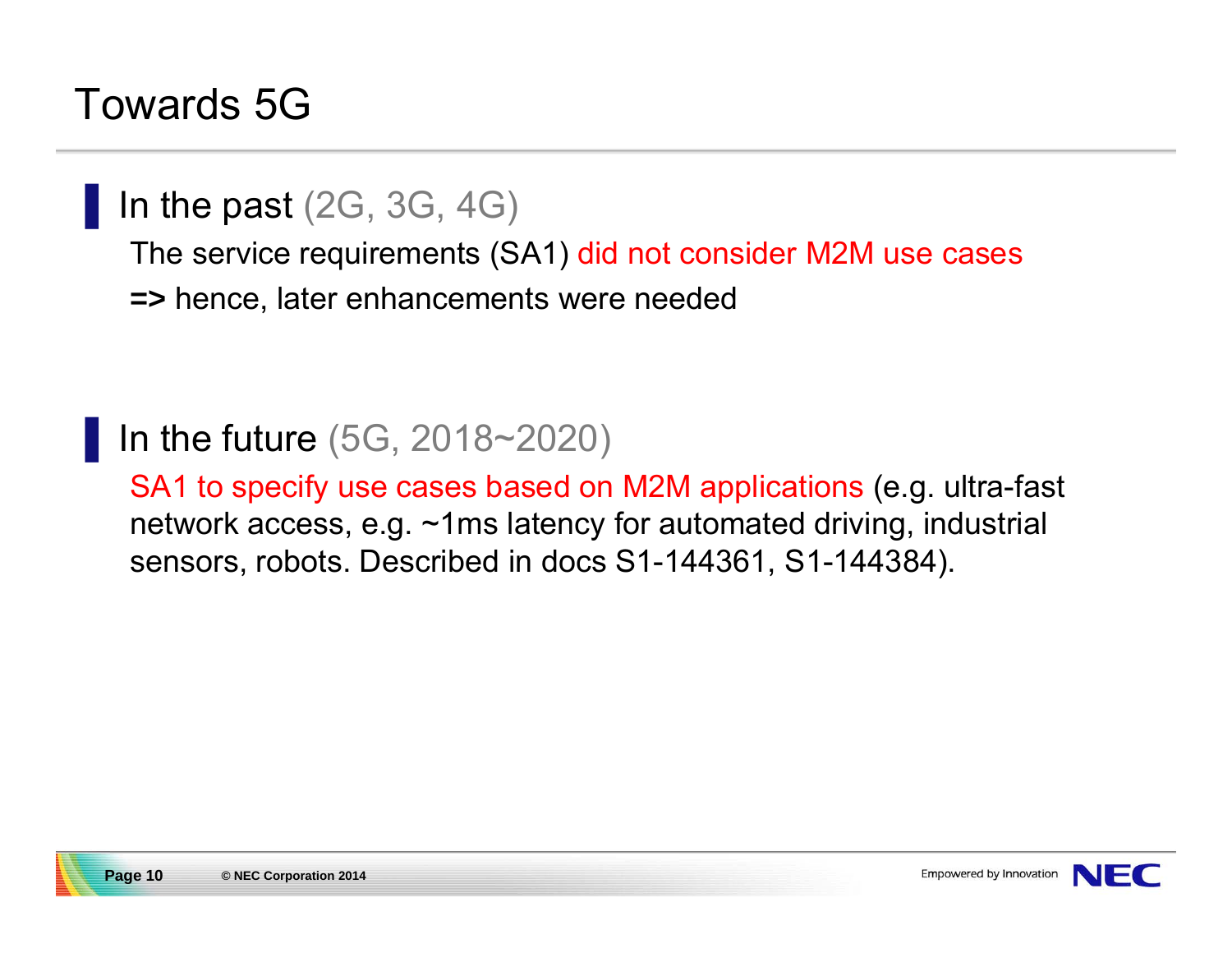# Towards 5G

## In the past (2G, 3G, 4G)

The service requirements (SA1) did not consider M2M use cases

=> hence, later enhancements were needed

## In the future (5G, 2018~2020)

SA1 to specify use cases based on M2M applications (e.g. ultra-fast network access, e.g. ~1ms latency for automated driving, industrial sensors, robots. Described in docs S1-144361, S1-144384).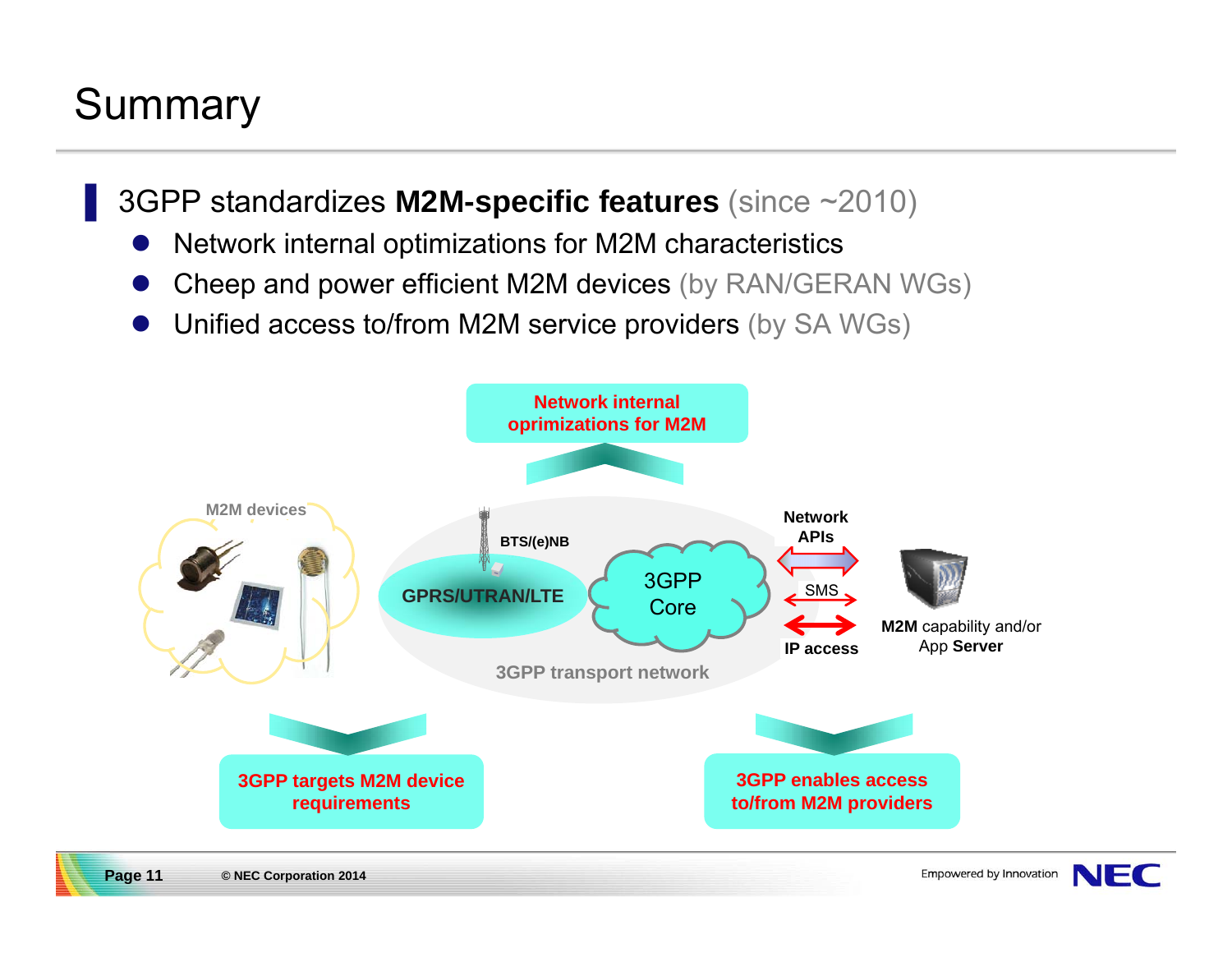# Summary

- 3GPP standardizes **M2M-specific features** (since ~2010)
  - Network internal optimizations for M2M characteristics
  - Cheep and power efficient M2M devices (by RAN/GERAN WGs)
  - Unified access to/from M2M service providers (by SA WGs)

**Network internal oprimizations for M2M**

M2M devices

BTS/(e)NB

GPRS/UTRAN/LTE

3GPP Core

3GPP transport network

Network APIs

SMS

IP access

**M2M** capability and/or App **Server**

**3GPP targets M2M device requirements**

**3GPP enables access to/from M2M providers**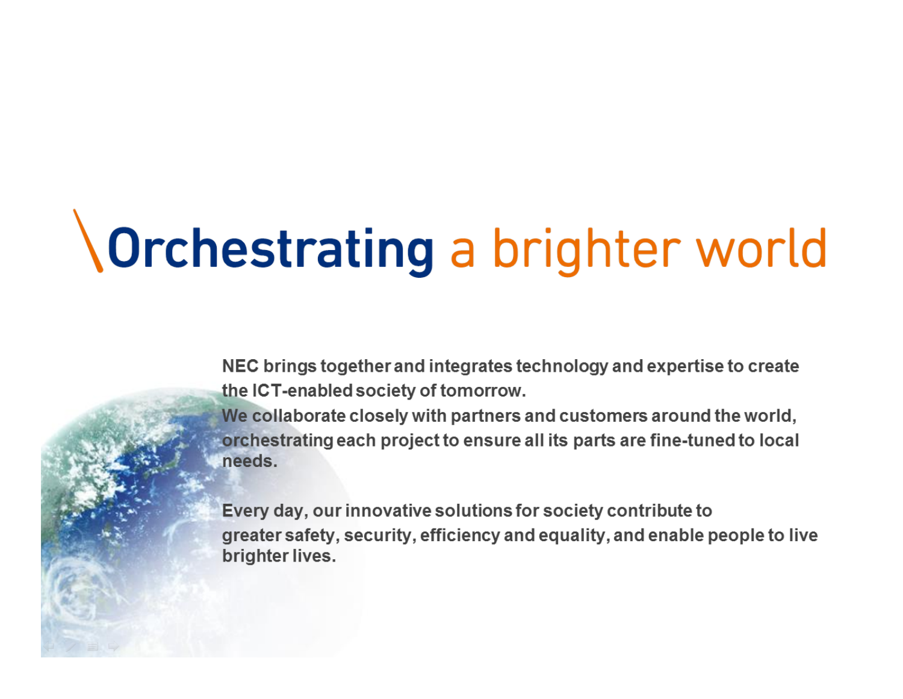# \Orchestrating a brighter world

NEC brings together and integrates technology and expertise to create the ICT-enabled society of tomorrow.
We collaborate closely with partners and customers around the world, orchestrating each project to ensure all its parts are fine-tuned to local needs.

Every day, our innovative solutions for society contribute to greater safety, security, efficiency and equality, and enable people to live brighter lives.